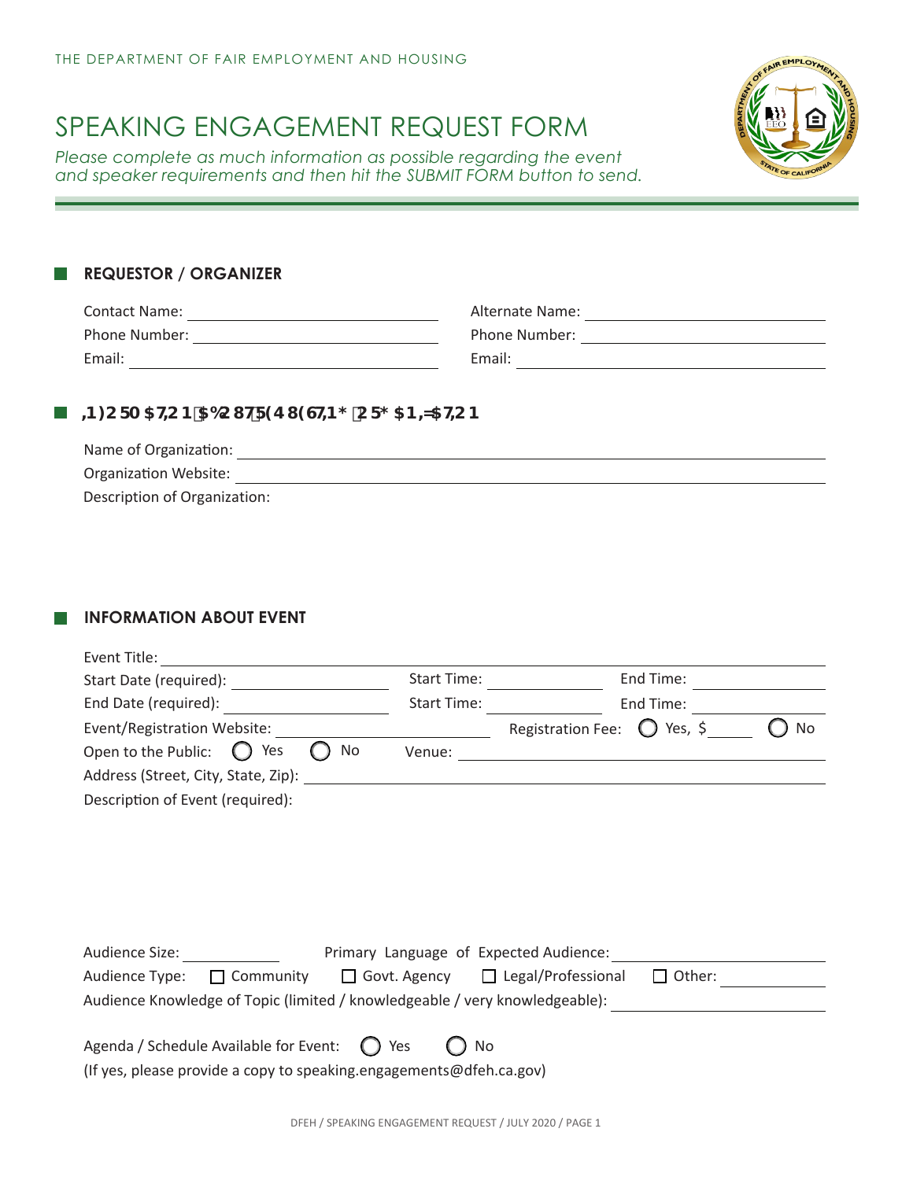THE DEPARTMENT OF FAIR EMPLOYMENT AND HOUSING

# SPEAKING ENGAGEMENT REQUEST FORM

*Please complete as much information as possible regarding the event and speaker requirements and then hit the SUBMIT FORM button to send.*

## REQUESTOR / ORGANIZER

Contact Name: ____________________ Alternate Name: ____________________

Phone Number: ____________________ Phone Number: ____________________

Email: ____________________ Email: ____________________

## INFORMATION ABOUT REQUESTING ORGANIZATION

Name of Organization: ____________________

Organization Website: ____________________

Description of Organization:

## INFORMATION ABOUT EVENT

Event Title: ____________________

Start Date (required): ____________ Start Time: ____________ End Time: ____________

End Date (required): ____________ Start Time: ____________ End Time: ____________

Event/Registration Website: ____________ Registration Fee: ◯ Yes, $______ ◯ No

Open to the Public: ◯ Yes ◯ No Venue: ____________________

Address (Street, City, State, Zip): ____________________

Description of Event (required):

Audience Size: __________ Primary Language of Expected Audience: ____________

Audience Type: ☐ Community ☐ Govt. Agency ☐ Legal/Professional ☐ Other: __________

Audience Knowledge of Topic (limited / knowledgeable / very knowledgeable): ____________

Agenda / Schedule Available for Event: ◯ Yes ◯ No

(If yes, please provide a copy to speaking.engagements@dfeh.ca.gov)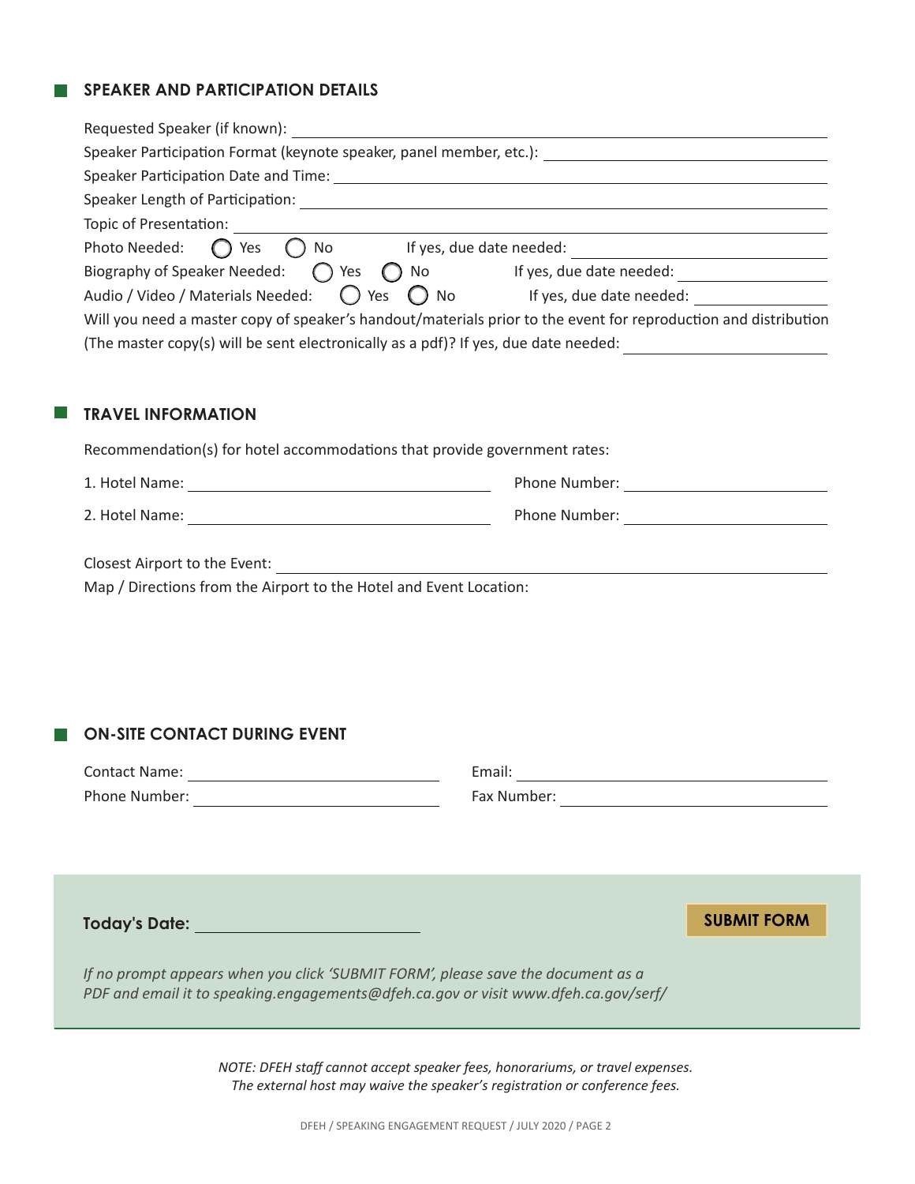## SPEAKER AND PARTICIPATION DETAILS

Requested Speaker (if known): \_\_\_\_\_\_\_\_\_\_\_\_\_\_\_\_\_\_\_\_

Speaker Participation Format (keynote speaker, panel member, etc.): \_\_\_\_\_\_\_\_\_\_\_\_\_\_\_\_\_\_\_\_

Speaker Participation Date and Time: \_\_\_\_\_\_\_\_\_\_\_\_\_\_\_\_\_\_\_\_

Speaker Length of Participation: \_\_\_\_\_\_\_\_\_\_\_\_\_\_\_\_\_\_\_\_

Topic of Presentation: \_\_\_\_\_\_\_\_\_\_\_\_\_\_\_\_\_\_\_\_

Photo Needed: ◯ Yes ◯ No If yes, due date needed: \_\_\_\_\_\_\_\_\_\_\_\_\_\_\_\_\_\_\_\_

Biography of Speaker Needed: ◯ Yes ◯ No If yes, due date needed: \_\_\_\_\_\_\_\_\_\_\_\_\_\_\_\_\_\_\_\_

Audio / Video / Materials Needed: ◯ Yes ◯ No If yes, due date needed: \_\_\_\_\_\_\_\_\_\_\_\_\_\_\_\_\_\_\_\_

Will you need a master copy of speaker's handout/materials prior to the event for reproduction and distribution (The master copy(s) will be sent electronically as a pdf)? If yes, due date needed: \_\_\_\_\_\_\_\_\_\_\_\_\_\_\_\_\_\_\_\_

## TRAVEL INFORMATION

Recommendation(s) for hotel accommodations that provide government rates:

1. Hotel Name: \_\_\_\_\_\_\_\_\_\_\_\_\_\_\_\_\_\_\_\_ Phone Number: \_\_\_\_\_\_\_\_\_\_\_\_\_\_\_\_\_\_\_\_

2. Hotel Name: \_\_\_\_\_\_\_\_\_\_\_\_\_\_\_\_\_\_\_\_ Phone Number: \_\_\_\_\_\_\_\_\_\_\_\_\_\_\_\_\_\_\_\_

Closest Airport to the Event: \_\_\_\_\_\_\_\_\_\_\_\_\_\_\_\_\_\_\_\_

Map / Directions from the Airport to the Hotel and Event Location:

## ON-SITE CONTACT DURING EVENT

Contact Name: \_\_\_\_\_\_\_\_\_\_\_\_\_\_\_\_\_\_\_\_ Email: \_\_\_\_\_\_\_\_\_\_\_\_\_\_\_\_\_\_\_\_

Phone Number: \_\_\_\_\_\_\_\_\_\_\_\_\_\_\_\_\_\_\_\_ Fax Number: \_\_\_\_\_\_\_\_\_\_\_\_\_\_\_\_\_\_\_\_

**Today's Date:** \_\_\_\_\_\_\_\_\_\_\_\_\_\_\_\_\_\_\_\_

**SUBMIT FORM**

*If no prompt appears when you click 'SUBMIT FORM', please save the document as a PDF and email it to speaking.engagements@dfeh.ca.gov or visit www.dfeh.ca.gov/serf/*

*NOTE: DFEH staff cannot accept speaker fees, honorariums, or travel expenses. The external host may waive the speaker's registration or conference fees.*